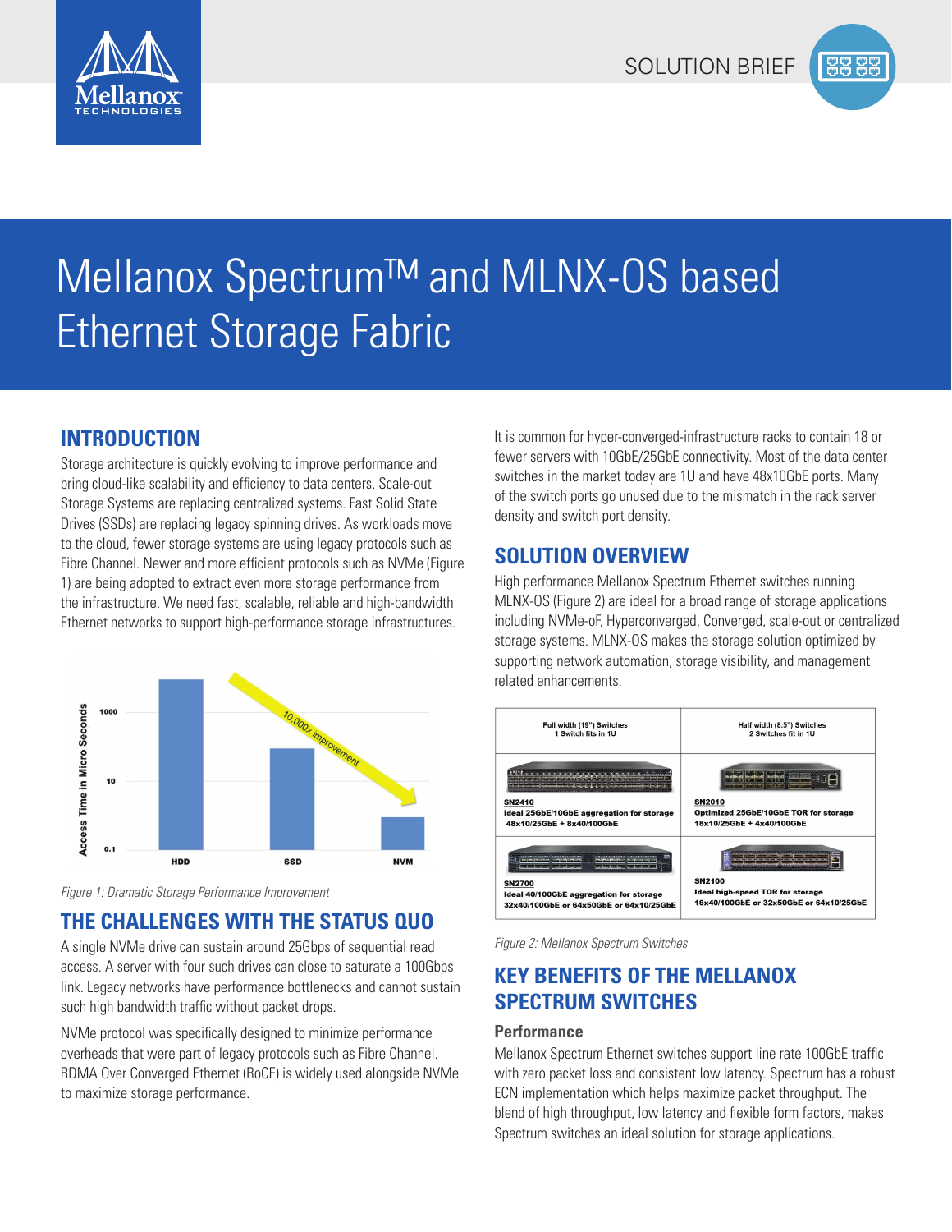SOLUTION BRIEF

# Mellanox Spectrum™ and MLNX-OS based Ethernet Storage Fabric

## INTRODUCTION

Storage architecture is quickly evolving to improve performance and bring cloud-like scalability and efficiency to data centers. Scale-out Storage Systems are replacing centralized systems. Fast Solid State Drives (SSDs) are replacing legacy spinning drives. As workloads move to the cloud, fewer storage systems are using legacy protocols such as Fibre Channel. Newer and more efficient protocols such as NVMe (Figure 1) are being adopted to extract even more storage performance from the infrastructure. We need fast, scalable, reliable and high-bandwidth Ethernet networks to support high-performance storage infrastructures.

Figure 1: Dramatic Storage Performance Improvement

## THE CHALLENGES WITH THE STATUS QUO

A single NVMe drive can sustain around 25Gbps of sequential read access. A server with four such drives can close to saturate a 100Gbps link. Legacy networks have performance bottlenecks and cannot sustain such high bandwidth traffic without packet drops.

NVMe protocol was specifically designed to minimize performance overheads that were part of legacy protocols such as Fibre Channel. RDMA Over Converged Ethernet (RoCE) is widely used alongside NVMe to maximize storage performance.

It is common for hyper-converged-infrastructure racks to contain 18 or fewer servers with 10GbE/25GbE connectivity. Most of the data center switches in the market today are 1U and have 48x10GbE ports. Many of the switch ports go unused due to the mismatch in the rack server density and switch port density.

## SOLUTION OVERVIEW

High performance Mellanox Spectrum Ethernet switches running MLNX-OS (Figure 2) are ideal for a broad range of storage applications including NVMe-oF, Hyperconverged, Converged, scale-out or centralized storage systems. MLNX-OS makes the storage solution optimized by supporting network automation, storage visibility, and management related enhancements.

| Full width (19") Switches<br>1 Switch fits in 1U | Half width (8.5") Switches<br>2 Switches fit in 1U |
|---|---|
| **SN2410**<br>**Ideal 25GbE/10GbE aggregation for storage**<br>**48x10/25GbE + 8x40/100GbE** | **SN2010**<br>**Optimized 25GbE/10GbE TOR for storage**<br>**18x10/25GbE + 4x40/100GbE** |
| **SN2700**<br>**Ideal 40/100GbE aggregation for storage**<br>**32x40/100GbE or 64x50GbE or 64x10/25GbE** | **SN2100**<br>**Ideal high-speed TOR for storage**<br>**16x40/100GbE or 32x50GbE or 64x10/25GbE** |

Figure 2: Mellanox Spectrum Switches

## KEY BENEFITS OF THE MELLANOX SPECTRUM SWITCHES

### Performance

Mellanox Spectrum Ethernet switches support line rate 100GbE traffic with zero packet loss and consistent low latency. Spectrum has a robust ECN implementation which helps maximize packet throughput. The blend of high throughput, low latency and flexible form factors, makes Spectrum switches an ideal solution for storage applications.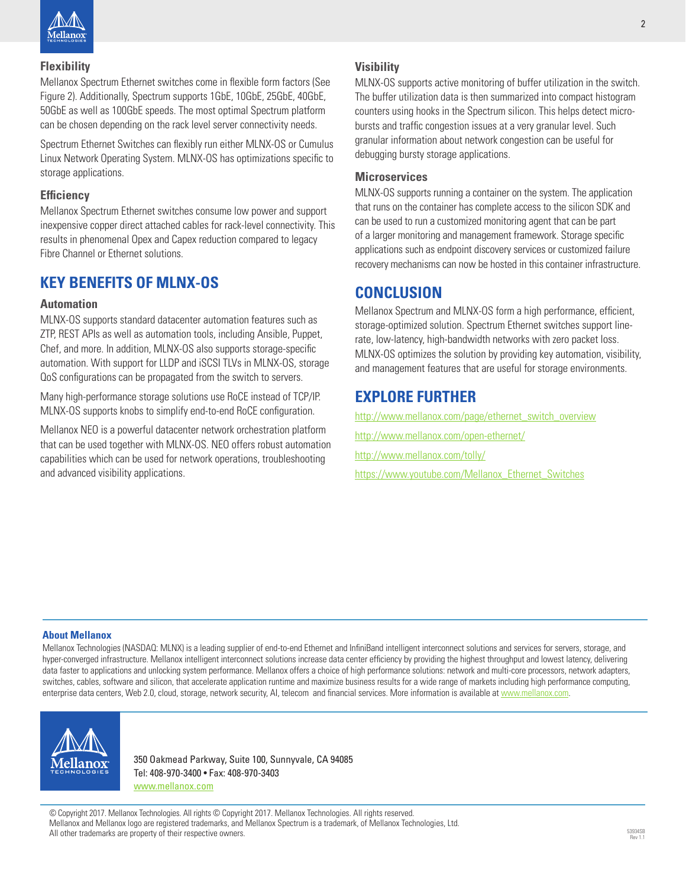### Flexibility

Mellanox Spectrum Ethernet switches come in flexible form factors (See Figure 2). Additionally, Spectrum supports 1GbE, 10GbE, 25GbE, 40GbE, 50GbE as well as 100GbE speeds. The most optimal Spectrum platform can be chosen depending on the rack level server connectivity needs.

Spectrum Ethernet Switches can flexibly run either MLNX-OS or Cumulus Linux Network Operating System. MLNX-OS has optimizations specific to storage applications.

### Efficiency

Mellanox Spectrum Ethernet switches consume low power and support inexpensive copper direct attached cables for rack-level connectivity. This results in phenomenal Opex and Capex reduction compared to legacy Fibre Channel or Ethernet solutions.

## KEY BENEFITS OF MLNX-OS

### Automation

MLNX-OS supports standard datacenter automation features such as ZTP, REST APIs as well as automation tools, including Ansible, Puppet, Chef, and more. In addition, MLNX-OS also supports storage-specific automation. With support for LLDP and iSCSI TLVs in MLNX-OS, storage QoS configurations can be propagated from the switch to servers.

Many high-performance storage solutions use RoCE instead of TCP/IP. MLNX-OS supports knobs to simplify end-to-end RoCE configuration.

Mellanox NEO is a powerful datacenter network orchestration platform that can be used together with MLNX-OS. NEO offers robust automation capabilities which can be used for network operations, troubleshooting and advanced visibility applications.

### Visibility

MLNX-OS supports active monitoring of buffer utilization in the switch. The buffer utilization data is then summarized into compact histogram counters using hooks in the Spectrum silicon. This helps detect micro-bursts and traffic congestion issues at a very granular level. Such granular information about network congestion can be useful for debugging bursty storage applications.

### Microservices

MLNX-OS supports running a container on the system. The application that runs on the container has complete access to the silicon SDK and can be used to run a customized monitoring agent that can be part of a larger monitoring and management framework. Storage specific applications such as endpoint discovery services or customized failure recovery mechanisms can now be hosted in this container infrastructure.

## CONCLUSION

Mellanox Spectrum and MLNX-OS form a high performance, efficient, storage-optimized solution. Spectrum Ethernet switches support line-rate, low-latency, high-bandwidth networks with zero packet loss. MLNX-OS optimizes the solution by providing key automation, visibility, and management features that are useful for storage environments.

## EXPLORE FURTHER

http://www.mellanox.com/page/ethernet_switch_overview

http://www.mellanox.com/open-ethernet/

http://www.mellanox.com/tolly/

https://www.youtube.com/Mellanox_Ethernet_Switches

**About Mellanox**

Mellanox Technologies (NASDAQ: MLNX) is a leading supplier of end-to-end Ethernet and InfiniBand intelligent interconnect solutions and services for servers, storage, and hyper-converged infrastructure. Mellanox intelligent interconnect solutions increase data center efficiency by providing the highest throughput and lowest latency, delivering data faster to applications and unlocking system performance. Mellanox offers a choice of high performance solutions: network and multi-core processors, network adapters, switches, cables, software and silicon, that accelerate application runtime and maximize business results for a wide range of markets including high performance computing, enterprise data centers, Web 2.0, cloud, storage, network security, AI, telecom and financial services. More information is available at www.mellanox.com.

350 Oakmead Parkway, Suite 100, Sunnyvale, CA 94085
Tel: 408-970-3400 • Fax: 408-970-3403
www.mellanox.com

© Copyright 2017. Mellanox Technologies. All rights © Copyright 2017. Mellanox Technologies. All rights reserved.
Mellanox and Mellanox logo are registered trademarks, and Mellanox Spectrum is a trademark, of Mellanox Technologies, Ltd.
All other trademarks are property of their respective owners.

53934SB
Rev 1.1